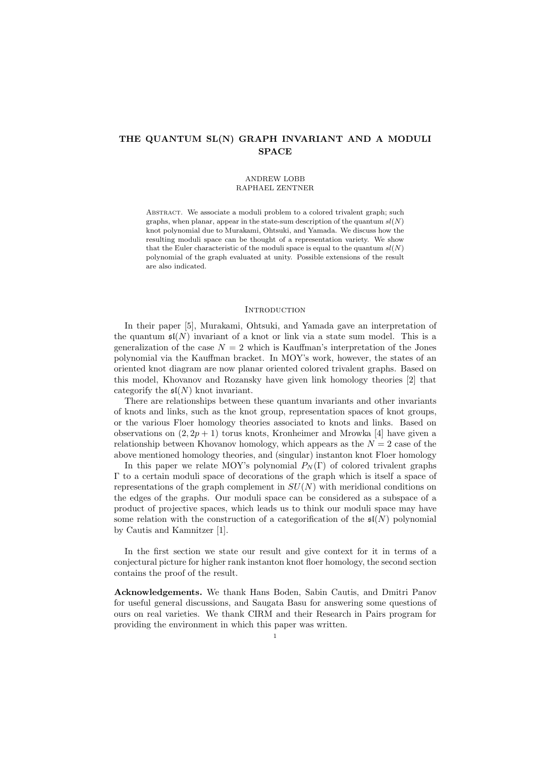# THE QUANTUM SL(N) GRAPH INVARIANT AND A MODULI SPACE

ANDREW LOBB
RAPHAEL ZENTNER

Abstract. We associate a moduli problem to a colored trivalent graph; such graphs, when planar, appear in the state-sum description of the quantum $sl(N)$ knot polynomial due to Murakami, Ohtsuki, and Yamada. We discuss how the resulting moduli space can be thought of a representation variety. We show that the Euler characteristic of the moduli space is equal to the quantum $sl(N)$ polynomial of the graph evaluated at unity. Possible extensions of the result are also indicated.

## Introduction

In their paper [5], Murakami, Ohtsuki, and Yamada gave an interpretation of the quantum $\mathfrak{sl}(N)$ invariant of a knot or link via a state sum model. This is a generalization of the case $N = 2$ which is Kauffman's interpretation of the Jones polynomial via the Kauffman bracket. In MOY's work, however, the states of an oriented knot diagram are now planar oriented colored trivalent graphs. Based on this model, Khovanov and Rozansky have given link homology theories [2] that categorify the $\mathfrak{sl}(N)$ knot invariant.

There are relationships between these quantum invariants and other invariants of knots and links, such as the knot group, representation spaces of knot groups, or the various Floer homology theories associated to knots and links. Based on observations on $(2, 2p + 1)$ torus knots, Kronheimer and Mrowka [4] have given a relationship between Khovanov homology, which appears as the $N = 2$ case of the above mentioned homology theories, and (singular) instanton knot Floer homology

In this paper we relate MOY's polynomial $P_N(\Gamma)$ of colored trivalent graphs $\Gamma$ to a certain moduli space of decorations of the graph which is itself a space of representations of the graph complement in $SU(N)$ with meridional conditions on the edges of the graphs. Our moduli space can be considered as a subspace of a product of projective spaces, which leads us to think our moduli space may have some relation with the construction of a categorification of the $\mathfrak{sl}(N)$ polynomial by Cautis and Kamnitzer [1].

In the first section we state our result and give context for it in terms of a conjectural picture for higher rank instanton knot floer homology, the second section contains the proof of the result.

**Acknowledgements.** We thank Hans Boden, Sabin Cautis, and Dmitri Panov for useful general discussions, and Saugata Basu for answering some questions of ours on real varieties. We thank CIRM and their Research in Pairs program for providing the environment in which this paper was written.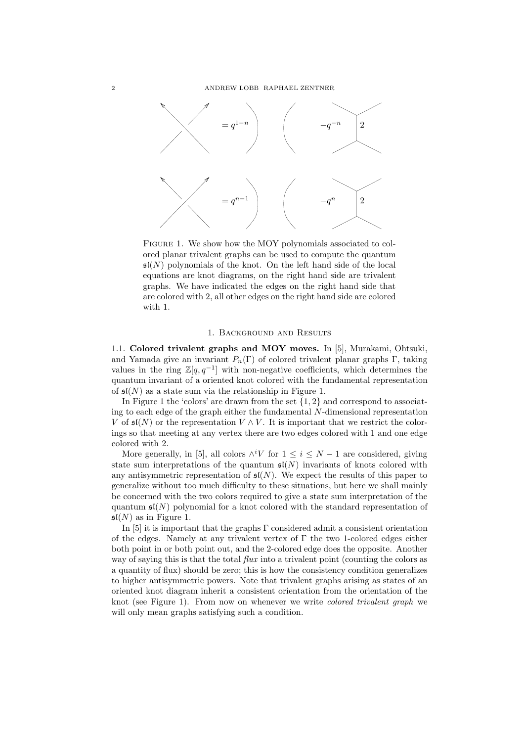FIGURE 1. We show how the MOY polynomials associated to colored planar trivalent graphs can be used to compute the quantum $\mathfrak{sl}(N)$ polynomials of the knot. On the left hand side of the local equations are knot diagrams, on the right hand side are trivalent graphs. We have indicated the edges on the right hand side that are colored with 2, all other edges on the right hand side are colored with 1.

## 1. Background and Results

**1.1. Colored trivalent graphs and MOY moves.** In [5], Murakami, Ohtsuki, and Yamada give an invariant $P_n(\Gamma)$ of colored trivalent planar graphs $\Gamma$, taking values in the ring $\mathbb{Z}[q, q^{-1}]$ with non-negative coefficients, which determines the quantum invariant of a oriented knot colored with the fundamental representation of $\mathfrak{sl}(N)$ as a state sum via the relationship in Figure 1.

In Figure 1 the 'colors' are drawn from the set $\{1, 2\}$ and correspond to associating to each edge of the graph either the fundamental $N$-dimensional representation $V$ of $\mathfrak{sl}(N)$ or the representation $V \wedge V$. It is important that we restrict the colorings so that meeting at any vertex there are two edges colored with 1 and one edge colored with 2.

More generally, in [5], all colors $\wedge^i V$ for $1 \leq i \leq N-1$ are considered, giving state sum interpretations of the quantum $\mathfrak{sl}(N)$ invariants of knots colored with any antisymmetric representation of $\mathfrak{sl}(N)$. We expect the results of this paper to generalize without too much difficulty to these situations, but here we shall mainly be concerned with the two colors required to give a state sum interpretation of the quantum $\mathfrak{sl}(N)$ polynomial for a knot colored with the standard representation of $\mathfrak{sl}(N)$ as in Figure 1.

In [5] it is important that the graphs $\Gamma$ considered admit a consistent orientation of the edges. Namely at any trivalent vertex of $\Gamma$ the two 1-colored edges either both point in or both point out, and the 2-colored edge does the opposite. Another way of saying this is that the total *flux* into a trivalent point (counting the colors as a quantity of flux) should be zero; this is how the consistency condition generalizes to higher antisymmetric powers. Note that trivalent graphs arising as states of an oriented knot diagram inherit a consistent orientation from the orientation of the knot (see Figure 1). From now on whenever we write *colored trivalent graph* we will only mean graphs satisfying such a condition.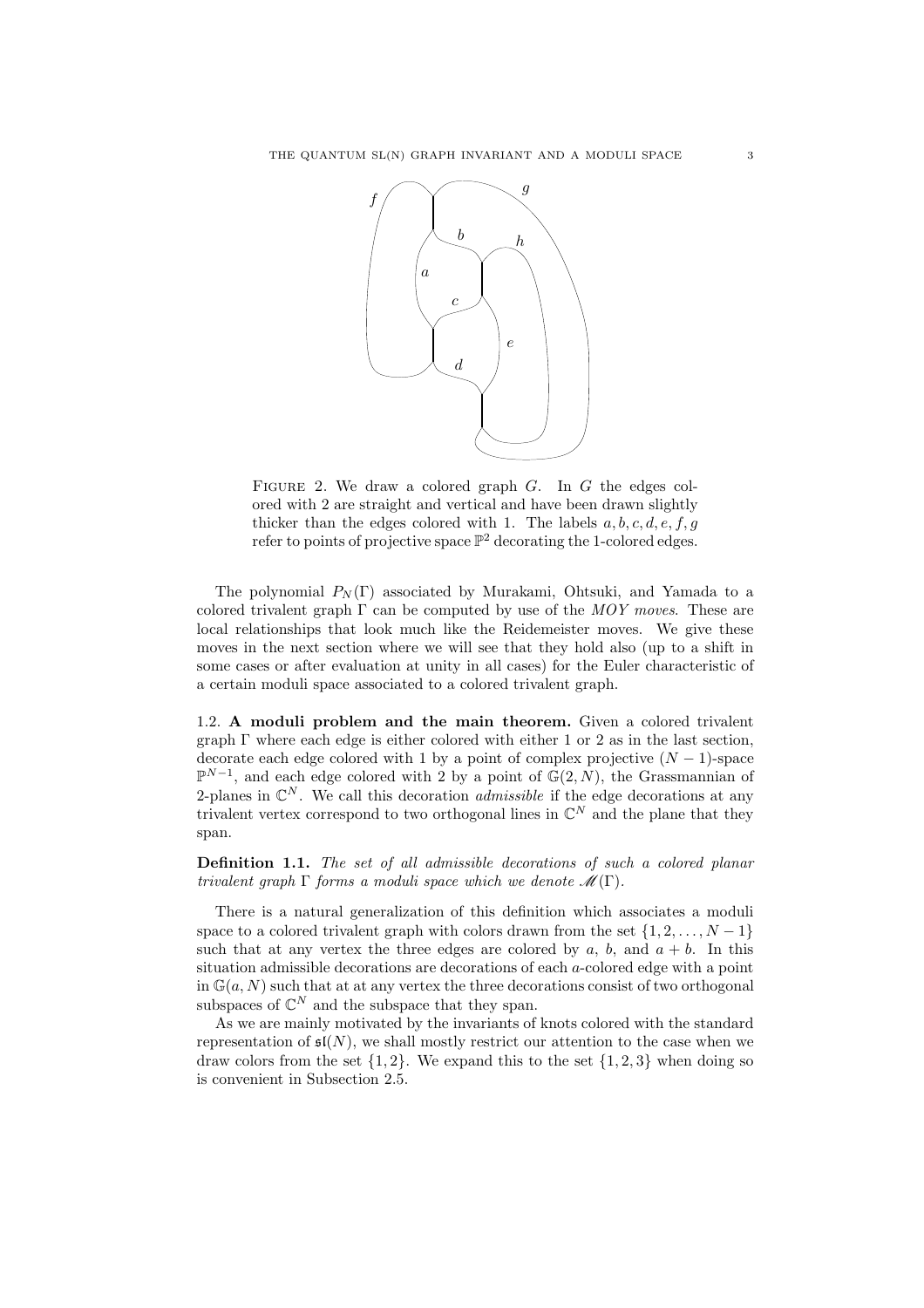Figure 2. We draw a colored graph $G$. In $G$ the edges colored with 2 are straight and vertical and have been drawn slightly thicker than the edges colored with 1. The labels $a, b, c, d, e, f, g$ refer to points of projective space $\mathbb{P}^2$ decorating the 1-colored edges.

The polynomial $P_N(\Gamma)$ associated by Murakami, Ohtsuki, and Yamada to a colored trivalent graph $\Gamma$ can be computed by use of the *MOY moves*. These are local relationships that look much like the Reidemeister moves. We give these moves in the next section where we will see that they hold also (up to a shift in some cases or after evaluation at unity in all cases) for the Euler characteristic of a certain moduli space associated to a colored trivalent graph.

### 1.2. A moduli problem and the main theorem.

Given a colored trivalent graph $\Gamma$ where each edge is either colored with either 1 or 2 as in the last section, decorate each edge colored with 1 by a point of complex projective $(N-1)$-space $\mathbb{P}^{N-1}$, and each edge colored with 2 by a point of $\mathbb{G}(2, N)$, the Grassmannian of 2-planes in $\mathbb{C}^N$. We call this decoration *admissible* if the edge decorations at any trivalent vertex correspond to two orthogonal lines in $\mathbb{C}^N$ and the plane that they span.

**Definition 1.1.** *The set of all admissible decorations of such a colored planar trivalent graph $\Gamma$ forms a moduli space which we denote $\mathscr{M}(\Gamma)$.*

There is a natural generalization of this definition which associates a moduli space to a colored trivalent graph with colors drawn from the set $\{1, 2, \ldots, N-1\}$ such that at any vertex the three edges are colored by $a$, $b$, and $a+b$. In this situation admissible decorations are decorations of each $a$-colored edge with a point in $\mathbb{G}(a, N)$ such that at at any vertex the three decorations consist of two orthogonal subspaces of $\mathbb{C}^N$ and the subspace that they span.

As we are mainly motivated by the invariants of knots colored with the standard representation of $\mathfrak{sl}(N)$, we shall mostly restrict our attention to the case when we draw colors from the set $\{1, 2\}$. We expand this to the set $\{1, 2, 3\}$ when doing so is convenient in Subsection 2.5.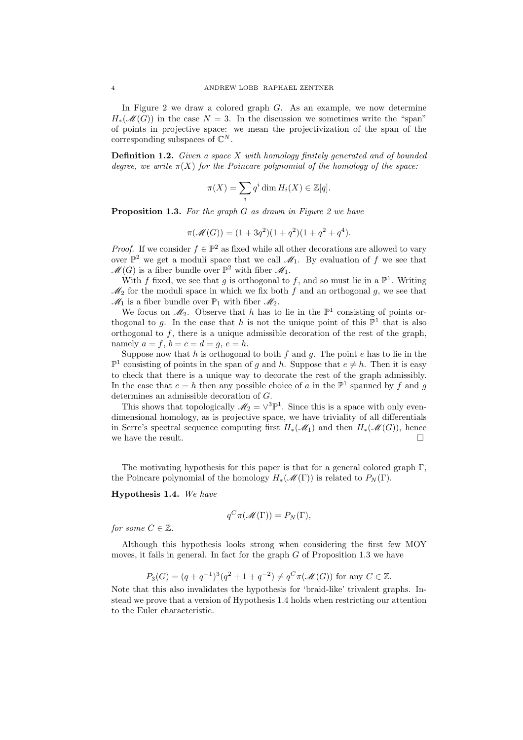In Figure 2 we draw a colored graph $G$. As an example, we now determine $H_*(\mathscr{M}(G))$ in the case $N = 3$. In the discussion we sometimes write the "span" of points in projective space: we mean the projectivization of the span of the corresponding subspaces of $\mathbb{C}^N$.

**Definition 1.2.** *Given a space $X$ with homology finitely generated and of bounded degree, we write $\pi(X)$ for the Poincare polynomial of the homology of the space:*

$$\pi(X) = \sum_i q^i \dim H_i(X) \in \mathbb{Z}[q].$$

**Proposition 1.3.** *For the graph $G$ as drawn in Figure 2 we have*

$$\pi(\mathscr{M}(G)) = (1 + 3q^2)(1 + q^2)(1 + q^2 + q^4).$$

*Proof.* If we consider $f \in \mathbb{P}^2$ as fixed while all other decorations are allowed to vary over $\mathbb{P}^2$ we get a moduli space that we call $\mathscr{M}_1$. By evaluation of $f$ we see that $\mathscr{M}(G)$ is a fiber bundle over $\mathbb{P}^2$ with fiber $\mathscr{M}_1$.

With $f$ fixed, we see that $g$ is orthogonal to $f$, and so must lie in a $\mathbb{P}^1$. Writing $\mathscr{M}_2$ for the moduli space in which we fix both $f$ and an orthogonal $g$, we see that $\mathscr{M}_1$ is a fiber bundle over $\mathbb{P}_1$ with fiber $\mathscr{M}_2$.

We focus on $\mathscr{M}_2$. Observe that $h$ has to lie in the $\mathbb{P}^1$ consisting of points orthogonal to $g$. In the case that $h$ is not the unique point of this $\mathbb{P}^1$ that is also orthogonal to $f$, there is a unique admissible decoration of the rest of the graph, namely $a = f$, $b = c = d = g$, $e = h$.

Suppose now that $h$ is orthogonal to both $f$ and $g$. The point $e$ has to lie in the $\mathbb{P}^1$ consisting of points in the span of $g$ and $h$. Suppose that $e \neq h$. Then it is easy to check that there is a unique way to decorate the rest of the graph admissibly. In the case that $e = h$ then any possible choice of $a$ in the $\mathbb{P}^1$ spanned by $f$ and $g$ determines an admissible decoration of $G$.

This shows that topologically $\mathscr{M}_2 = \vee^3\mathbb{P}^1$. Since this is a space with only even-dimensional homology, as is projective space, we have triviality of all differentials in Serre's spectral sequence computing first $H_*(\mathscr{M}_1)$ and then $H_*(\mathscr{M}(G))$, hence we have the result. $\square$

The motivating hypothesis for this paper is that for a general colored graph $\Gamma$, the Poincare polynomial of the homology $H_*(\mathscr{M}(\Gamma))$ is related to $P_N(\Gamma)$.

**Hypothesis 1.4.** *We have*

$$q^C \pi(\mathscr{M}(\Gamma)) = P_N(\Gamma),$$

*for some $C \in \mathbb{Z}$.*

Although this hypothesis looks strong when considering the first few MOY moves, it fails in general. In fact for the graph $G$ of Proposition 1.3 we have

$$P_3(G) = (q + q^{-1})^3(q^2 + 1 + q^{-2}) \neq q^C \pi(\mathscr{M}(G)) \text{ for any } C \in \mathbb{Z}.$$

Note that this also invalidates the hypothesis for 'braid-like' trivalent graphs. Instead we prove that a version of Hypothesis 1.4 holds when restricting our attention to the Euler characteristic.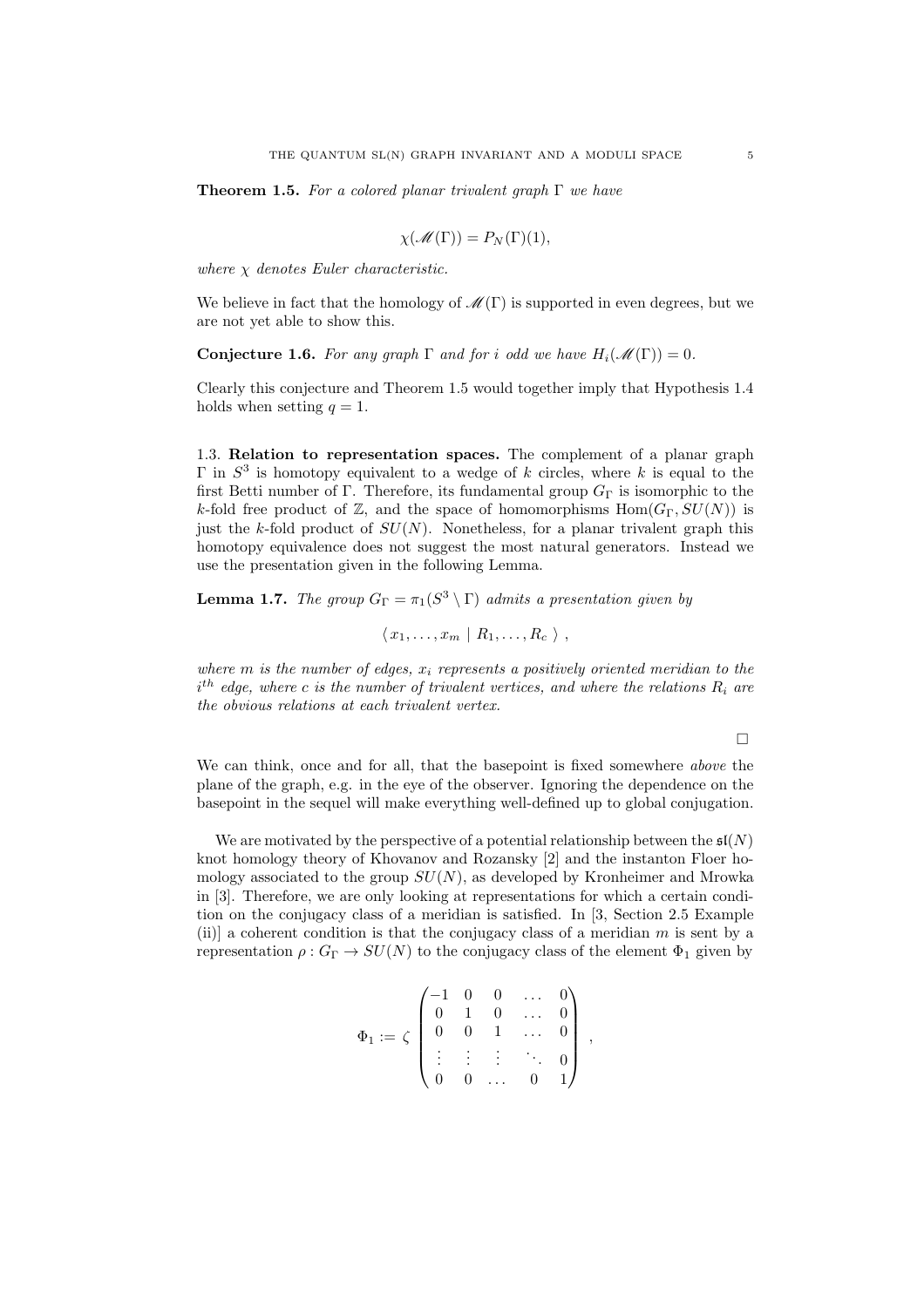**Theorem 1.5.** *For a colored planar trivalent graph* $\Gamma$ *we have*

$$\chi(\mathscr{M}(\Gamma)) = P_N(\Gamma)(1),$$

*where* $\chi$ *denotes Euler characteristic.*

We believe in fact that the homology of $\mathscr{M}(\Gamma)$ is supported in even degrees, but we are not yet able to show this.

**Conjecture 1.6.** *For any graph* $\Gamma$ *and for* $i$ *odd we have* $H_i(\mathscr{M}(\Gamma)) = 0$.

Clearly this conjecture and Theorem 1.5 would together imply that Hypothesis 1.4 holds when setting $q = 1$.

1.3. **Relation to representation spaces.** The complement of a planar graph $\Gamma$ in $S^3$ is homotopy equivalent to a wedge of $k$ circles, where $k$ is equal to the first Betti number of $\Gamma$. Therefore, its fundamental group $G_\Gamma$ is isomorphic to the $k$-fold free product of $\mathbb{Z}$, and the space of homomorphisms $\mathrm{Hom}(G_\Gamma, SU(N))$ is just the $k$-fold product of $SU(N)$. Nonetheless, for a planar trivalent graph this homotopy equivalence does not suggest the most natural generators. Instead we use the presentation given in the following Lemma.

**Lemma 1.7.** *The group* $G_\Gamma = \pi_1(S^3 \setminus \Gamma)$ *admits a presentation given by*

$$\langle\, x_1, \ldots, x_m \mid R_1, \ldots, R_c \,\rangle \,,$$

*where* $m$ *is the number of edges,* $x_i$ *represents a positively oriented meridian to the* $i^{th}$ *edge, where* $c$ *is the number of trivalent vertices, and where the relations* $R_i$ *are the obvious relations at each trivalent vertex.*

□

We can think, once and for all, that the basepoint is fixed somewhere *above* the plane of the graph, e.g. in the eye of the observer. Ignoring the dependence on the basepoint in the sequel will make everything well-defined up to global conjugation.

We are motivated by the perspective of a potential relationship between the $\mathfrak{sl}(N)$ knot homology theory of Khovanov and Rozansky [2] and the instanton Floer homology associated to the group $SU(N)$, as developed by Kronheimer and Mrowka in [3]. Therefore, we are only looking at representations for which a certain condition on the conjugacy class of a meridian is satisfied. In [3, Section 2.5 Example (ii)] a coherent condition is that the conjugacy class of a meridian $m$ is sent by a representation $\rho : G_\Gamma \to SU(N)$ to the conjugacy class of the element $\Phi_1$ given by

$$\Phi_1 := \zeta \begin{pmatrix} -1 & 0 & 0 & \ldots & 0 \\ 0 & 1 & 0 & \ldots & 0 \\ 0 & 0 & 1 & \ldots & 0 \\ \vdots & \vdots & \vdots & \ddots & 0 \\ 0 & 0 & \ldots & 0 & 1 \end{pmatrix} ,$$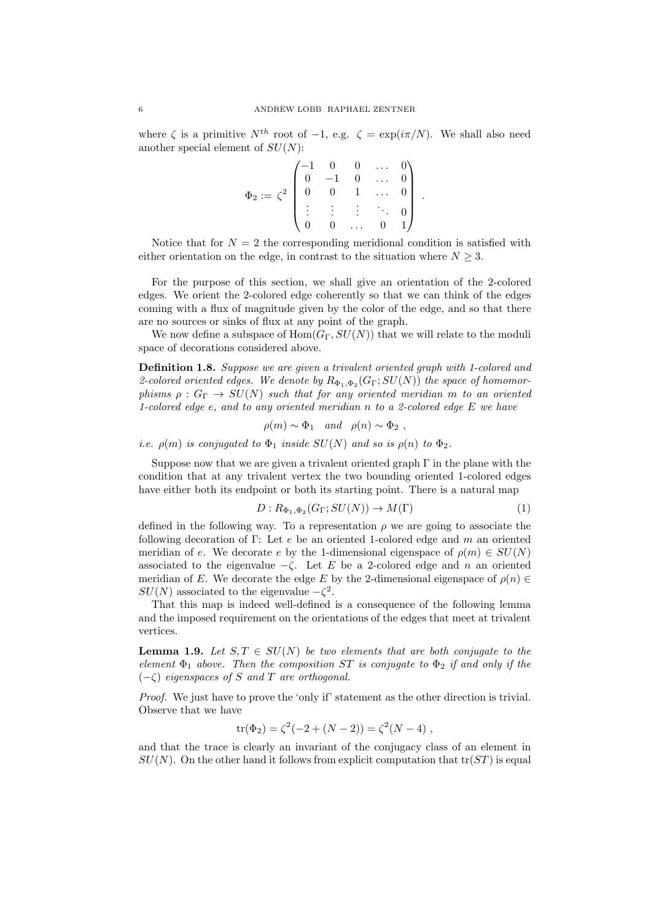where $\zeta$ is a primitive $N^{th}$ root of $-1$, e.g. $\zeta = \exp(i\pi/N)$. We shall also need another special element of $SU(N)$:

$$\Phi_2 := \zeta^2 \begin{pmatrix} -1 & 0 & 0 & \dots & 0 \\ 0 & -1 & 0 & \dots & 0 \\ 0 & 0 & 1 & \dots & 0 \\ \vdots & \vdots & \vdots & \ddots & 0 \\ 0 & 0 & \dots & 0 & 1 \end{pmatrix} .$$

Notice that for $N = 2$ the corresponding meridional condition is satisfied with either orientation on the edge, in contrast to the situation where $N \geq 3$.

For the purpose of this section, we shall give an orientation of the 2-colored edges. We orient the 2-colored edge coherently so that we can think of the edges coming with a flux of magnitude given by the color of the edge, and so that there are no sources or sinks of flux at any point of the graph.

We now define a subspace of $\mathrm{Hom}(G_\Gamma, SU(N))$ that we will relate to the moduli space of decorations considered above.

**Definition 1.8.** *Suppose we are given a trivalent oriented graph with 1-colored and 2-colored oriented edges. We denote by $R_{\Phi_1,\Phi_2}(G_\Gamma; SU(N))$ the space of homomorphisms $\rho : G_\Gamma \to SU(N)$ such that for any oriented meridian $m$ to an oriented 1-colored edge $e$, and to any oriented meridian $n$ to a 2-colored edge $E$ we have*

$$\rho(m) \sim \Phi_1 \quad \text{and} \quad \rho(n) \sim \Phi_2 \ ,$$

*i.e. $\rho(m)$ is conjugated to $\Phi_1$ inside $SU(N)$ and so is $\rho(n)$ to $\Phi_2$.*

Suppose now that we are given a trivalent oriented graph $\Gamma$ in the plane with the condition that at any trivalent vertex the two bounding oriented 1-colored edges have either both its endpoint or both its starting point. There is a natural map

$$D : R_{\Phi_1,\Phi_2}(G_\Gamma; SU(N)) \to M(\Gamma) \tag{1}$$

defined in the following way. To a representation $\rho$ we are going to associate the following decoration of $\Gamma$: Let $e$ be an oriented 1-colored edge and $m$ an oriented meridian of $e$. We decorate $e$ by the 1-dimensional eigenspace of $\rho(m) \in SU(N)$ associated to the eigenvalue $-\zeta$. Let $E$ be a 2-colored edge and $n$ an oriented meridian of $E$. We decorate the edge $E$ by the 2-dimensional eigenspace of $\rho(n) \in SU(N)$ associated to the eigenvalue $-\zeta^2$.

That this map is indeed well-defined is a consequence of the following lemma and the imposed requirement on the orientations of the edges that meet at trivalent vertices.

**Lemma 1.9.** *Let $S, T \in SU(N)$ be two elements that are both conjugate to the element $\Phi_1$ above. Then the composition $ST$ is conjugate to $\Phi_2$ if and only if the $(-\zeta)$ eigenspaces of $S$ and $T$ are orthogonal.*

*Proof.* We just have to prove the 'only if' statement as the other direction is trivial. Observe that we have

$$\mathrm{tr}(\Phi_2) = \zeta^2(-2 + (N-2)) = \zeta^2(N-4) \ ,$$

and that the trace is clearly an invariant of the conjugacy class of an element in $SU(N)$. On the other hand it follows from explicit computation that $\mathrm{tr}(ST)$ is equal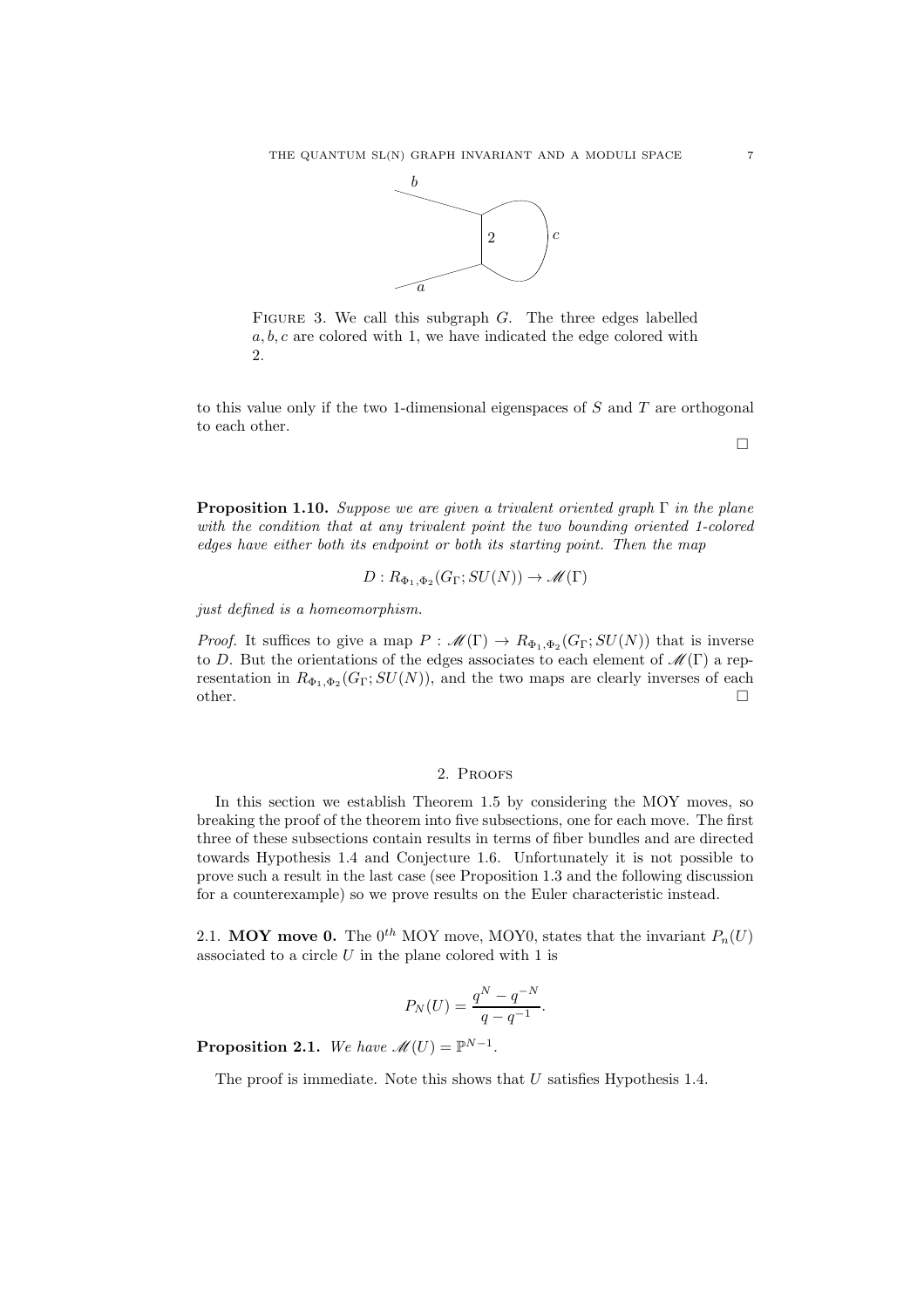FIGURE 3. We call this subgraph $G$. The three edges labelled $a, b, c$ are colored with 1, we have indicated the edge colored with 2.

to this value only if the two 1-dimensional eigenspaces of $S$ and $T$ are orthogonal to each other.

□

**Proposition 1.10.** *Suppose we are given a trivalent oriented graph $\Gamma$ in the plane with the condition that at any trivalent point the two bounding oriented 1-colored edges have either both its endpoint or both its starting point. Then the map*

$$D : R_{\Phi_1,\Phi_2}(G_\Gamma; SU(N)) \to \mathscr{M}(\Gamma)$$

*just defined is a homeomorphism.*

*Proof.* It suffices to give a map $P : \mathscr{M}(\Gamma) \to R_{\Phi_1,\Phi_2}(G_\Gamma; SU(N))$ that is inverse to $D$. But the orientations of the edges associates to each element of $\mathscr{M}(\Gamma)$ a representation in $R_{\Phi_1,\Phi_2}(G_\Gamma; SU(N))$, and the two maps are clearly inverses of each other. □

## 2. Proofs

In this section we establish Theorem 1.5 by considering the MOY moves, so breaking the proof of the theorem into five subsections, one for each move. The first three of these subsections contain results in terms of fiber bundles and are directed towards Hypothesis 1.4 and Conjecture 1.6. Unfortunately it is not possible to prove such a result in the last case (see Proposition 1.3 and the following discussion for a counterexample) so we prove results on the Euler characteristic instead.

### 2.1. MOY move 0.

The $0^{th}$ MOY move, MOY0, states that the invariant $P_n(U)$ associated to a circle $U$ in the plane colored with 1 is

$$P_N(U) = \frac{q^N - q^{-N}}{q - q^{-1}}.$$

**Proposition 2.1.** *We have $\mathscr{M}(U) = \mathbb{P}^{N-1}$.*

The proof is immediate. Note this shows that $U$ satisfies Hypothesis 1.4.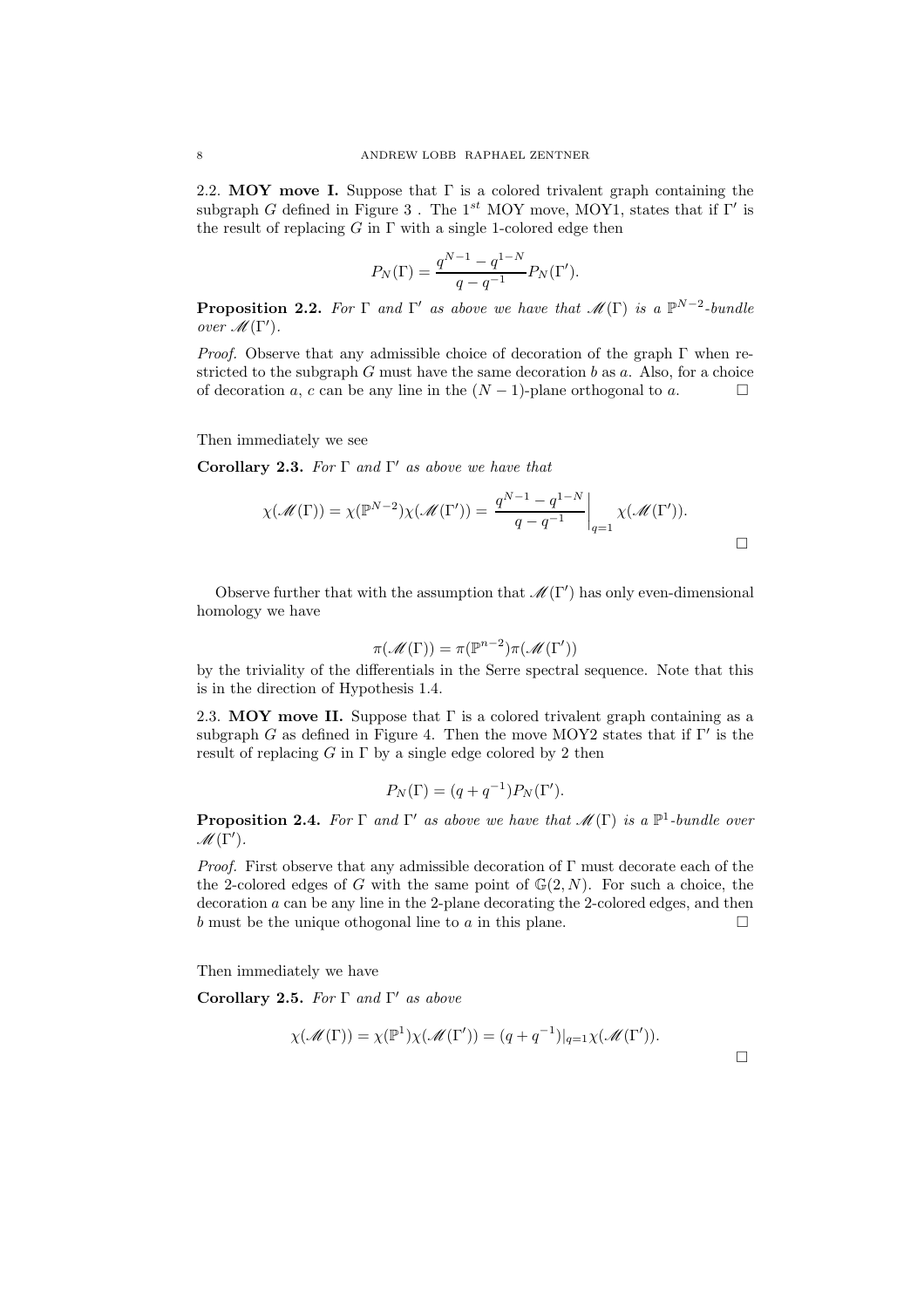2.2. **MOY move I.** Suppose that $\Gamma$ is a colored trivalent graph containing the subgraph $G$ defined in Figure 3 . The $1^{st}$ MOY move, MOY1, states that if $\Gamma'$ is the result of replacing $G$ in $\Gamma$ with a single 1-colored edge then

$$P_N(\Gamma) = \frac{q^{N-1} - q^{1-N}}{q - q^{-1}} P_N(\Gamma').$$

**Proposition 2.2.** *For $\Gamma$ and $\Gamma'$ as above we have that $\mathscr{M}(\Gamma)$ is a $\mathbb{P}^{N-2}$-bundle over $\mathscr{M}(\Gamma')$.*

*Proof.* Observe that any admissible choice of decoration of the graph $\Gamma$ when restricted to the subgraph $G$ must have the same decoration $b$ as $a$. Also, for a choice of decoration $a$, $c$ can be any line in the $(N-1)$-plane orthogonal to $a$. $\square$

Then immediately we see

**Corollary 2.3.** *For $\Gamma$ and $\Gamma'$ as above we have that*

$$\chi(\mathscr{M}(\Gamma)) = \chi(\mathbb{P}^{N-2})\chi(\mathscr{M}(\Gamma')) = \left.\frac{q^{N-1} - q^{1-N}}{q - q^{-1}}\right|_{q=1} \chi(\mathscr{M}(\Gamma')).$$

$\square$

Observe further that with the assumption that $\mathscr{M}(\Gamma')$ has only even-dimensional homology we have

$$\pi(\mathscr{M}(\Gamma)) = \pi(\mathbb{P}^{n-2})\pi(\mathscr{M}(\Gamma'))$$

by the triviality of the differentials in the Serre spectral sequence. Note that this is in the direction of Hypothesis 1.4.

2.3. **MOY move II.** Suppose that $\Gamma$ is a colored trivalent graph containing as a subgraph $G$ as defined in Figure 4. Then the move MOY2 states that if $\Gamma'$ is the result of replacing $G$ in $\Gamma$ by a single edge colored by 2 then

$$P_N(\Gamma) = (q + q^{-1})P_N(\Gamma').$$

**Proposition 2.4.** *For $\Gamma$ and $\Gamma'$ as above we have that $\mathscr{M}(\Gamma)$ is a $\mathbb{P}^1$-bundle over $\mathscr{M}(\Gamma')$.*

*Proof.* First observe that any admissible decoration of $\Gamma$ must decorate each of the the 2-colored edges of $G$ with the same point of $\mathbb{G}(2, N)$. For such a choice, the decoration $a$ can be any line in the 2-plane decorating the 2-colored edges, and then $b$ must be the unique othogonal line to $a$ in this plane. $\square$

Then immediately we have

**Corollary 2.5.** *For $\Gamma$ and $\Gamma'$ as above*

$$\chi(\mathscr{M}(\Gamma)) = \chi(\mathbb{P}^1)\chi(\mathscr{M}(\Gamma')) = (q + q^{-1})|_{q=1}\chi(\mathscr{M}(\Gamma')).$$

$\square$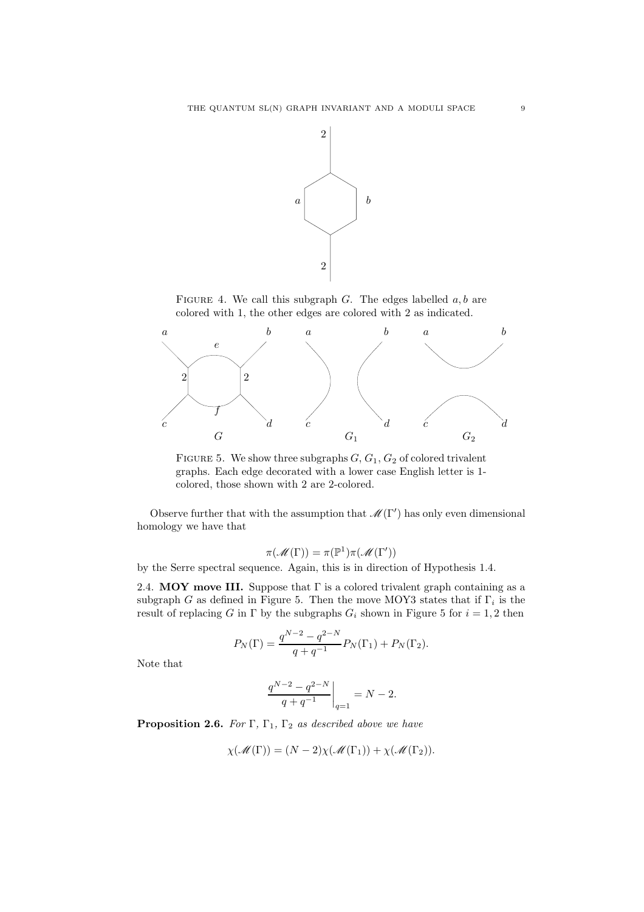Figure 4. We call this subgraph $G$. The edges labelled $a, b$ are colored with 1, the other edges are colored with 2 as indicated.

Figure 5. We show three subgraphs $G$, $G_1$, $G_2$ of colored trivalent graphs. Each edge decorated with a lower case English letter is 1-colored, those shown with 2 are 2-colored.

Observe further that with the assumption that $\mathscr{M}(\Gamma')$ has only even dimensional homology we have that

$$\pi(\mathscr{M}(\Gamma)) = \pi(\mathbb{P}^1)\pi(\mathscr{M}(\Gamma'))$$

by the Serre spectral sequence. Again, this is in direction of Hypothesis 1.4.

2.4. **MOY move III.** Suppose that $\Gamma$ is a colored trivalent graph containing as a subgraph $G$ as defined in Figure 5. Then the move MOY3 states that if $\Gamma_i$ is the result of replacing $G$ in $\Gamma$ by the subgraphs $G_i$ shown in Figure 5 for $i = 1, 2$ then

$$P_N(\Gamma) = \frac{q^{N-2} - q^{2-N}}{q + q^{-1}} P_N(\Gamma_1) + P_N(\Gamma_2).$$

Note that

$$\left.\frac{q^{N-2} - q^{2-N}}{q + q^{-1}}\right|_{q=1} = N - 2.$$

**Proposition 2.6.** *For $\Gamma$, $\Gamma_1$, $\Gamma_2$ as described above we have*

$$\chi(\mathscr{M}(\Gamma)) = (N-2)\chi(\mathscr{M}(\Gamma_1)) + \chi(\mathscr{M}(\Gamma_2)).$$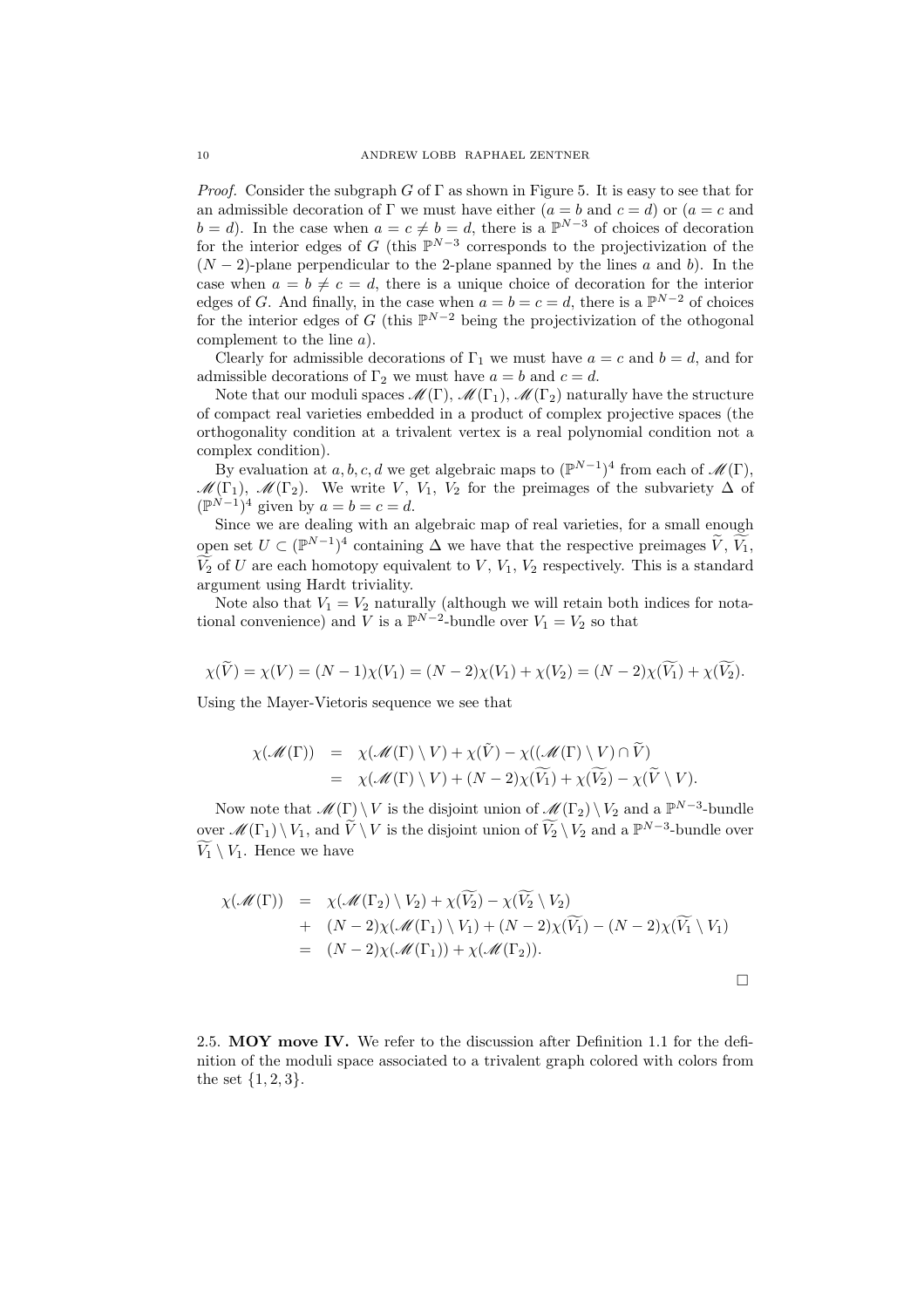*Proof.* Consider the subgraph $G$ of $\Gamma$ as shown in Figure 5. It is easy to see that for an admissible decoration of $\Gamma$ we must have either ($a = b$ and $c = d$) or ($a = c$ and $b = d$). In the case when $a = c \neq b = d$, there is a $\mathbb{P}^{N-3}$ of choices of decoration for the interior edges of $G$ (this $\mathbb{P}^{N-3}$ corresponds to the projectivization of the $(N-2)$-plane perpendicular to the 2-plane spanned by the lines $a$ and $b$). In the case when $a = b \neq c = d$, there is a unique choice of decoration for the interior edges of $G$. And finally, in the case when $a = b = c = d$, there is a $\mathbb{P}^{N-2}$ of choices for the interior edges of $G$ (this $\mathbb{P}^{N-2}$ being the projectivization of the othogonal complement to the line $a$).

Clearly for admissible decorations of $\Gamma_1$ we must have $a = c$ and $b = d$, and for admissible decorations of $\Gamma_2$ we must have $a = b$ and $c = d$.

Note that our moduli spaces $\mathscr{M}(\Gamma)$, $\mathscr{M}(\Gamma_1)$, $\mathscr{M}(\Gamma_2)$ naturally have the structure of compact real varieties embedded in a product of complex projective spaces (the orthogonality condition at a trivalent vertex is a real polynomial condition not a complex condition).

By evaluation at $a, b, c, d$ we get algebraic maps to $(\mathbb{P}^{N-1})^4$ from each of $\mathscr{M}(\Gamma)$, $\mathscr{M}(\Gamma_1)$, $\mathscr{M}(\Gamma_2)$. We write $V$, $V_1$, $V_2$ for the preimages of the subvariety $\Delta$ of $(\mathbb{P}^{N-1})^4$ given by $a = b = c = d$.

Since we are dealing with an algebraic map of real varieties, for a small enough open set $U \subset (\mathbb{P}^{N-1})^4$ containing $\Delta$ we have that the respective preimages $\widetilde{V}$, $\widetilde{V_1}$, $\widetilde{V_2}$ of $U$ are each homotopy equivalent to $V$, $V_1$, $V_2$ respectively. This is a standard argument using Hardt triviality.

Note also that $V_1 = V_2$ naturally (although we will retain both indices for notational convenience) and $V$ is a $\mathbb{P}^{N-2}$-bundle over $V_1 = V_2$ so that

$$\chi(\widetilde{V}) = \chi(V) = (N-1)\chi(V_1) = (N-2)\chi(V_1) + \chi(V_2) = (N-2)\chi(\widetilde{V_1}) + \chi(\widetilde{V_2}).$$

Using the Mayer-Vietoris sequence we see that

$$\begin{aligned}
\chi(\mathscr{M}(\Gamma)) &= \chi(\mathscr{M}(\Gamma) \setminus V) + \chi(\tilde{V}) - \chi((\mathscr{M}(\Gamma) \setminus V) \cap \widetilde{V}) \\
&= \chi(\mathscr{M}(\Gamma) \setminus V) + (N-2)\chi(\widetilde{V_1}) + \chi(\widetilde{V_2}) - \chi(\widetilde{V} \setminus V).
\end{aligned}$$

Now note that $\mathscr{M}(\Gamma) \setminus V$ is the disjoint union of $\mathscr{M}(\Gamma_2) \setminus V_2$ and a $\mathbb{P}^{N-3}$-bundle over $\mathscr{M}(\Gamma_1) \setminus V_1$, and $\widetilde{V} \setminus V$ is the disjoint union of $\widetilde{V_2} \setminus V_2$ and a $\mathbb{P}^{N-3}$-bundle over $\widetilde{V_1} \setminus V_1$. Hence we have

$$\begin{aligned}
\chi(\mathscr{M}(\Gamma)) &= \chi(\mathscr{M}(\Gamma_2) \setminus V_2) + \chi(\widetilde{V_2}) - \chi(\widetilde{V_2} \setminus V_2) \\
&+ (N-2)\chi(\mathscr{M}(\Gamma_1) \setminus V_1) + (N-2)\chi(\widetilde{V_1}) - (N-2)\chi(\widetilde{V_1} \setminus V_1) \\
&= (N-2)\chi(\mathscr{M}(\Gamma_1)) + \chi(\mathscr{M}(\Gamma_2)).
\end{aligned}$$

□

2.5. **MOY move IV.** We refer to the discussion after Definition 1.1 for the definition of the moduli space associated to a trivalent graph colored with colors from the set $\{1, 2, 3\}$.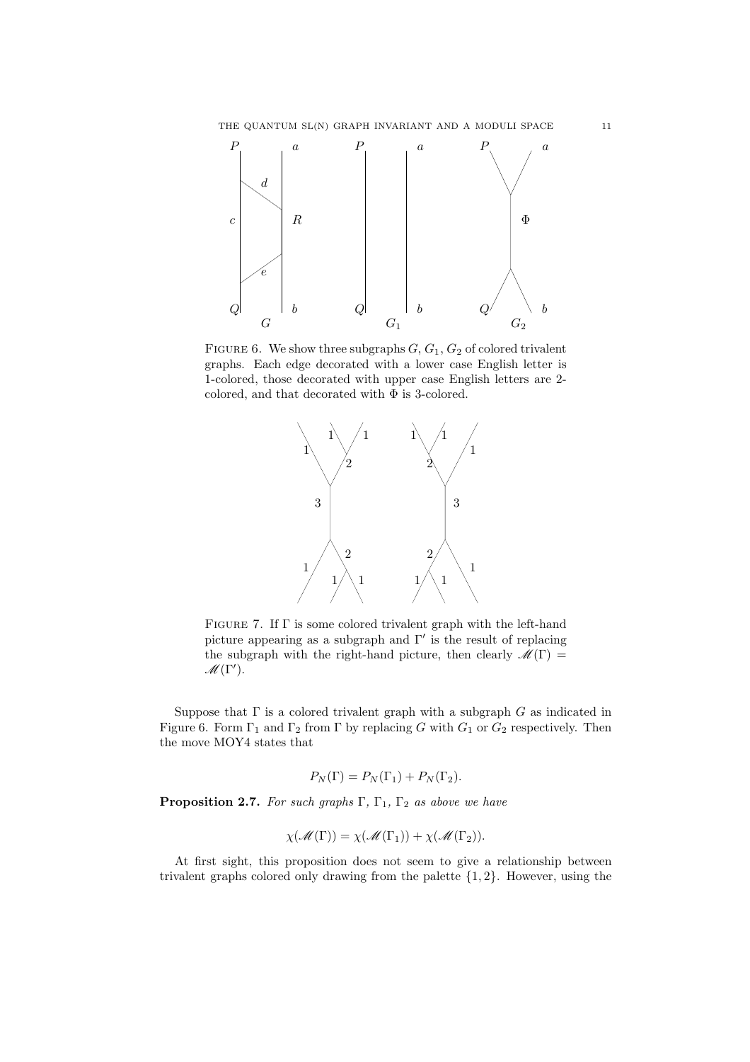FIGURE 6. We show three subgraphs $G$, $G_1$, $G_2$ of colored trivalent graphs. Each edge decorated with a lower case English letter is 1-colored, those decorated with upper case English letters are 2-colored, and that decorated with $\Phi$ is 3-colored.

FIGURE 7. If $\Gamma$ is some colored trivalent graph with the left-hand picture appearing as a subgraph and $\Gamma'$ is the result of replacing the subgraph with the right-hand picture, then clearly $\mathscr{M}(\Gamma) = \mathscr{M}(\Gamma')$.

Suppose that $\Gamma$ is a colored trivalent graph with a subgraph $G$ as indicated in Figure 6. Form $\Gamma_1$ and $\Gamma_2$ from $\Gamma$ by replacing $G$ with $G_1$ or $G_2$ respectively. Then the move MOY4 states that

$$P_N(\Gamma) = P_N(\Gamma_1) + P_N(\Gamma_2).$$

**Proposition 2.7.** *For such graphs $\Gamma$, $\Gamma_1$, $\Gamma_2$ as above we have*

$$\chi(\mathscr{M}(\Gamma)) = \chi(\mathscr{M}(\Gamma_1)) + \chi(\mathscr{M}(\Gamma_2)).$$

At first sight, this proposition does not seem to give a relationship between trivalent graphs colored only drawing from the palette $\{1, 2\}$. However, using the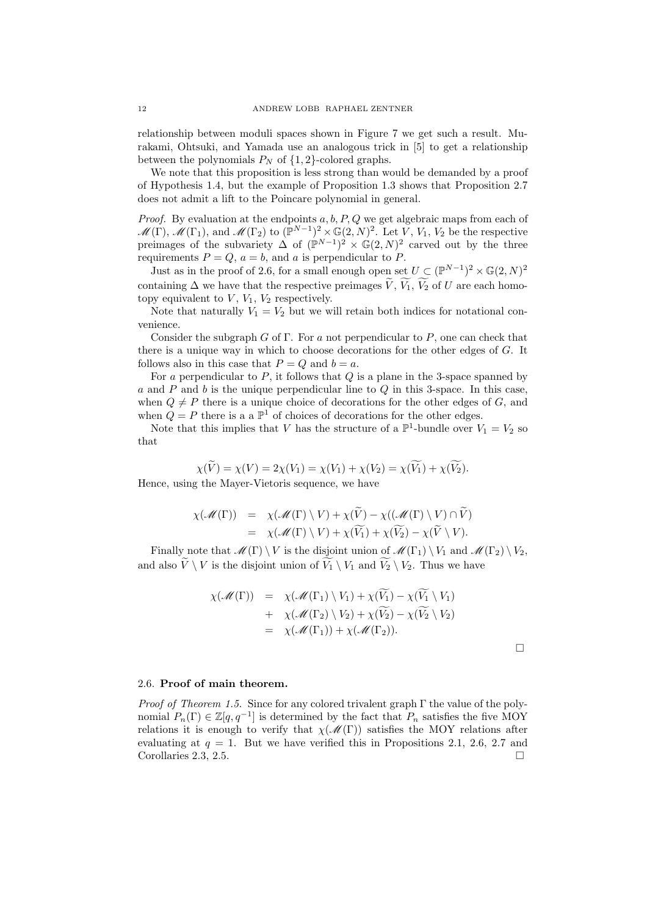relationship between moduli spaces shown in Figure 7 we get such a result. Murakami, Ohtsuki, and Yamada use an analogous trick in [5] to get a relationship between the polynomials $P_N$ of $\{1,2\}$-colored graphs.

We note that this proposition is less strong than would be demanded by a proof of Hypothesis 1.4, but the example of Proposition 1.3 shows that Proposition 2.7 does not admit a lift to the Poincare polynomial in general.

*Proof.* By evaluation at the endpoints $a, b, P, Q$ we get algebraic maps from each of $\mathscr{M}(\Gamma)$, $\mathscr{M}(\Gamma_1)$, and $\mathscr{M}(\Gamma_2)$ to $(\mathbb{P}^{N-1})^2 \times \mathbb{G}(2,N)^2$. Let $V$, $V_1$, $V_2$ be the respective preimages of the subvariety $\Delta$ of $(\mathbb{P}^{N-1})^2 \times \mathbb{G}(2,N)^2$ carved out by the three requirements $P = Q$, $a = b$, and $a$ is perpendicular to $P$.

Just as in the proof of 2.6, for a small enough open set $U \subset (\mathbb{P}^{N-1})^2 \times \mathbb{G}(2,N)^2$ containing $\Delta$ we have that the respective preimages $\widetilde{V}$, $\widetilde{V_1}$, $\widetilde{V_2}$ of $U$ are each homotopy equivalent to $V$, $V_1$, $V_2$ respectively.

Note that naturally $V_1 = V_2$ but we will retain both indices for notational convenience.

Consider the subgraph $G$ of $\Gamma$. For $a$ not perpendicular to $P$, one can check that there is a unique way in which to choose decorations for the other edges of $G$. It follows also in this case that $P = Q$ and $b = a$.

For $a$ perpendicular to $P$, it follows that $Q$ is a plane in the 3-space spanned by $a$ and $P$ and $b$ is the unique perpendicular line to $Q$ in this 3-space. In this case, when $Q \neq P$ there is a unique choice of decorations for the other edges of $G$, and when $Q = P$ there is a a $\mathbb{P}^1$ of choices of decorations for the other edges.

Note that this implies that $V$ has the structure of a $\mathbb{P}^1$-bundle over $V_1 = V_2$ so that

$$\chi(\widetilde{V}) = \chi(V) = 2\chi(V_1) = \chi(V_1) + \chi(V_2) = \chi(\widetilde{V_1}) + \chi(\widetilde{V_2}).$$

Hence, using the Mayer-Vietoris sequence, we have

$$\begin{aligned}
\chi(\mathscr{M}(\Gamma)) &= \chi(\mathscr{M}(\Gamma) \setminus V) + \chi(\widetilde{V}) - \chi((\mathscr{M}(\Gamma) \setminus V) \cap \widetilde{V}) \\
&= \chi(\mathscr{M}(\Gamma) \setminus V) + \chi(\widetilde{V_1}) + \chi(\widetilde{V_2}) - \chi(\widetilde{V} \setminus V).
\end{aligned}$$

Finally note that $\mathscr{M}(\Gamma) \setminus V$ is the disjoint union of $\mathscr{M}(\Gamma_1) \setminus V_1$ and $\mathscr{M}(\Gamma_2) \setminus V_2$, and also $\widetilde{V} \setminus V$ is the disjoint union of $\widetilde{V_1} \setminus V_1$ and $\widetilde{V_2} \setminus V_2$. Thus we have

$$\begin{aligned}
\chi(\mathscr{M}(\Gamma)) &= \chi(\mathscr{M}(\Gamma_1) \setminus V_1) + \chi(\widetilde{V_1}) - \chi(\widetilde{V_1} \setminus V_1) \\
&+ \chi(\mathscr{M}(\Gamma_2) \setminus V_2) + \chi(\widetilde{V_2}) - \chi(\widetilde{V_2} \setminus V_2) \\
&= \chi(\mathscr{M}(\Gamma_1)) + \chi(\mathscr{M}(\Gamma_2)).
\end{aligned}$$

□

### 2.6. **Proof of main theorem.**

*Proof of Theorem 1.5.* Since for any colored trivalent graph $\Gamma$ the value of the polynomial $P_n(\Gamma) \in \mathbb{Z}[q, q^{-1}]$ is determined by the fact that $P_n$ satisfies the five MOY relations it is enough to verify that $\chi(\mathscr{M}(\Gamma))$ satisfies the MOY relations after evaluating at $q = 1$. But we have verified this in Propositions 2.1, 2.6, 2.7 and Corollaries 2.3, 2.5. □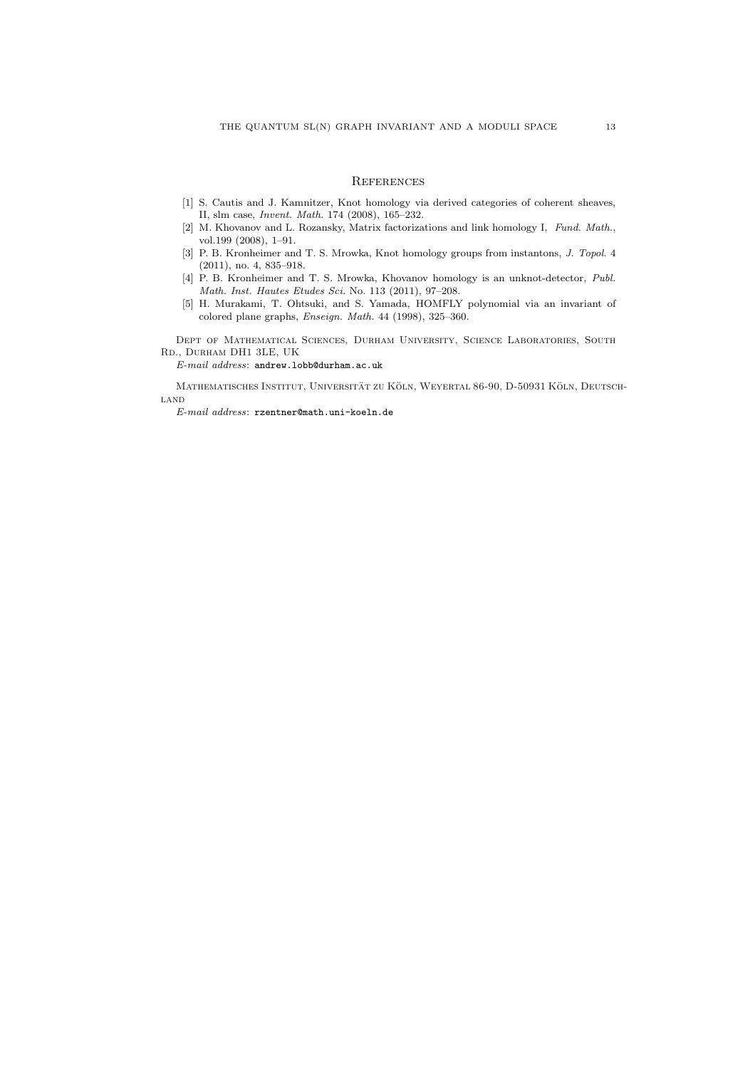## References

[1] S. Cautis and J. Kamnitzer, Knot homology via derived categories of coherent sheaves, II, slm case, *Invent. Math.* 174 (2008), 165–232.

[2] M. Khovanov and L. Rozansky, Matrix factorizations and link homology I, *Fund. Math.*, vol.199 (2008), 1–91.

[3] P. B. Kronheimer and T. S. Mrowka, Knot homology groups from instantons, *J. Topol.* 4 (2011), no. 4, 835–918.

[4] P. B. Kronheimer and T. S. Mrowka, Khovanov homology is an unknot-detector, *Publ. Math. Inst. Hautes Etudes Sci.* No. 113 (2011), 97–208.

[5] H. Murakami, T. Ohtsuki, and S. Yamada, HOMFLY polynomial via an invariant of colored plane graphs, *Enseign. Math.* 44 (1998), 325–360.

Dept of Mathematical Sciences, Durham University, Science Laboratories, South Rd., Durham DH1 3LE, UK

*E-mail address*: andrew.lobb@durham.ac.uk

Mathematisches Institut, Universität zu Köln, Weyertal 86-90, D-50931 Köln, Deutschland

*E-mail address*: rzentner@math.uni-koeln.de